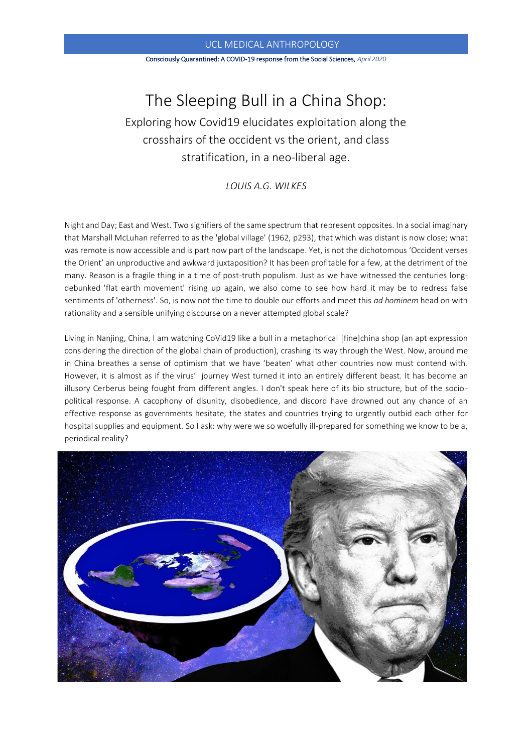# The Sleeping Bull in a China Shop:

## Exploring how Covid19 elucidates exploitation along the crosshairs of the occident vs the orient, and class stratification, in a neo-liberal age.

*LOUIS A.G. WILKES*

Night and Day; East and West. Two signifiers of the same spectrum that represent opposites. In a social imaginary that Marshall McLuhan referred to as the 'global village' (1962, p293), that which was distant is now close; what was remote is now accessible and is part now part of the landscape. Yet, is not the dichotomous 'Occident verses the Orient' an unproductive and awkward juxtaposition? It has been profitable for a few, at the detriment of the many. Reason is a fragile thing in a time of post-truth populism. Just as we have witnessed the centuries long-debunked 'flat earth movement' rising up again, we also come to see how hard it may be to redress false sentiments of 'otherness'. So, is now not the time to double our efforts and meet this *ad hominem* head on with rationality and a sensible unifying discourse on a never attempted global scale?

Living in Nanjing, China, I am watching CoVid19 like a bull in a metaphorical [fine]china shop (an apt expression considering the direction of the global chain of production), crashing its way through the West. Now, around me in China breathes a sense of optimism that we have 'beaten' what other countries now must contend with. However, it is almost as if the virus' journey West turned it into an entirely different beast. It has become an illusory Cerberus being fought from different angles. I don't speak here of its bio structure, but of the socio-political response. A cacophony of disunity, disobedience, and discord have drowned out any chance of an effective response as governments hesitate, the states and countries trying to urgently outbid each other for hospital supplies and equipment. So I ask: why were we so woefully ill-prepared for something we know to be a, periodical reality?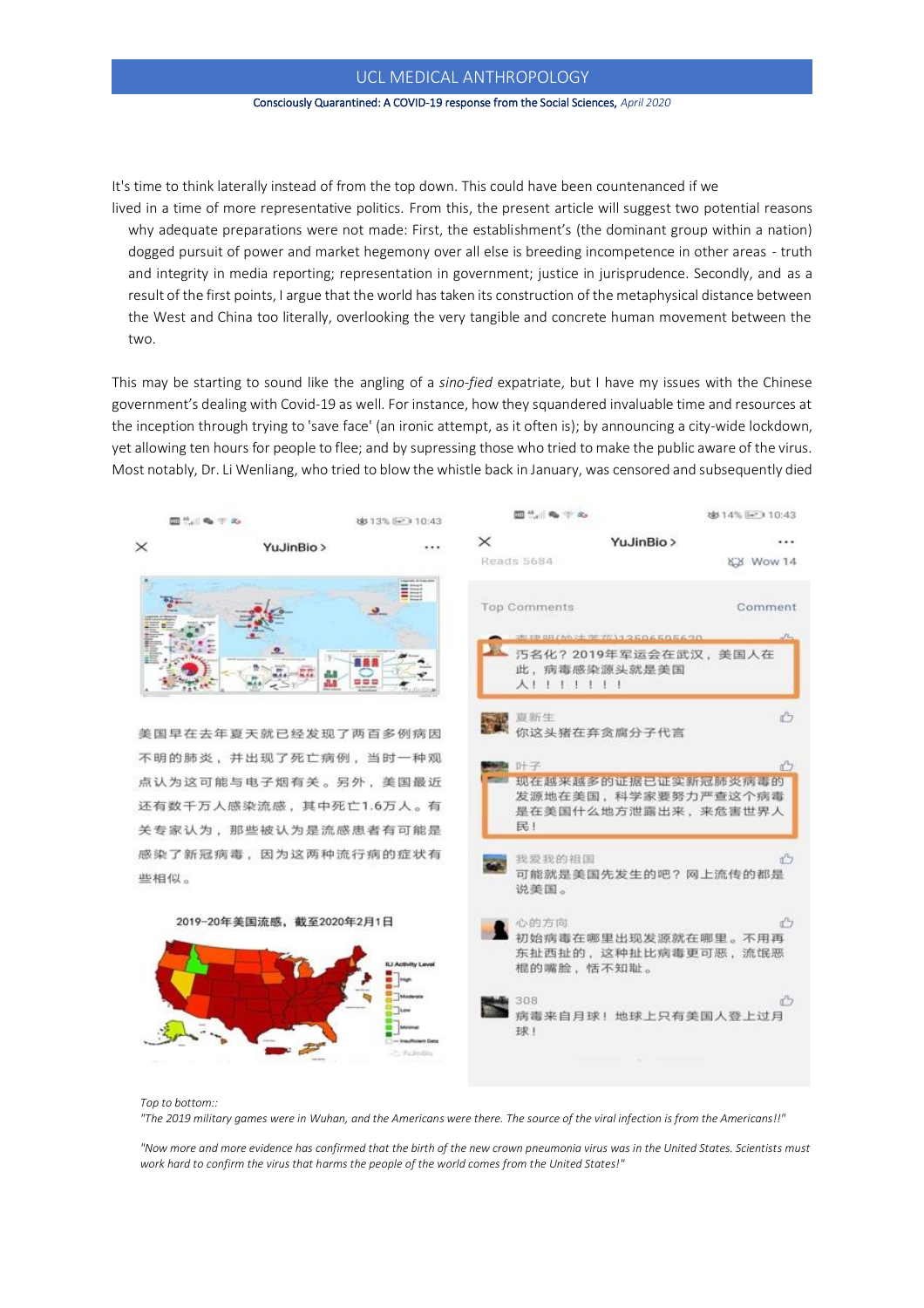It's time to think laterally instead of from the top down. This could have been countenanced if we lived in a time of more representative politics. From this, the present article will suggest two potential reasons why adequate preparations were not made: First, the establishment's (the dominant group within a nation) dogged pursuit of power and market hegemony over all else is breeding incompetence in other areas - truth and integrity in media reporting; representation in government; justice in jurisprudence. Secondly, and as a result of the first points, I argue that the world has taken its construction of the metaphysical distance between the West and China too literally, overlooking the very tangible and concrete human movement between the two.

This may be starting to sound like the angling of a *sino-fied* expatriate, but I have my issues with the Chinese government's dealing with Covid-19 as well. For instance, how they squandered invaluable time and resources at the inception through trying to 'save face' (an ironic attempt, as it often is); by announcing a city-wide lockdown, yet allowing ten hours for people to flee; and by supressing those who tried to make the public aware of the virus. Most notably, Dr. Li Wenliang, who tried to blow the whistle back in January, was censored and subsequently died

YuJinBio >

美国早在去年夏天就已经发现了两百多例病因不明的肺炎，并出现了死亡病例，当时一种观点认为这可能与电子烟有关。另外，美国最近还有数千万人感染流感，其中死亡1.6万人。有关专家认为，那些被认为是流感患者有可能是感染了新冠病毒，因为这两种流行病的症状有些相似。

2019-20年美国流感，截至2020年2月1日

YuJinBio >

Reads 5684　　Wow 14

Top Comments　　Comment

污名化？2019年军运会在武汉，美国人在此，病毒感染源头就是美国人！！！！！！！

夏新生：你这头猪在替贪腐分子代言

叶子：现在越来越多的证据已证实新冠肺炎病毒的发源地在美国，科学家要努力严查这个病毒是在美国什么地方泄露出来，来危害世界人民！

我爱我的祖国：可能就是美国先发生的吧？网上流传的都是说美国。

心的方向：初始病毒在哪里出现发源就在哪里。不用再东扯西扯的，这种扯比病毒更可恶，流氓恶棍的嘴脸，恬不知耻。

308：病毒来自月球！地球上只有美国人登上过月球！

*Top to bottom::*

*"The 2019 military games were in Wuhan, and the Americans were there. The source of the viral infection is from the Americans!!"*

*"Now more and more evidence has confirmed that the birth of the new crown pneumonia virus was in the United States. Scientists must work hard to confirm the virus that harms the people of the world comes from the United States!"*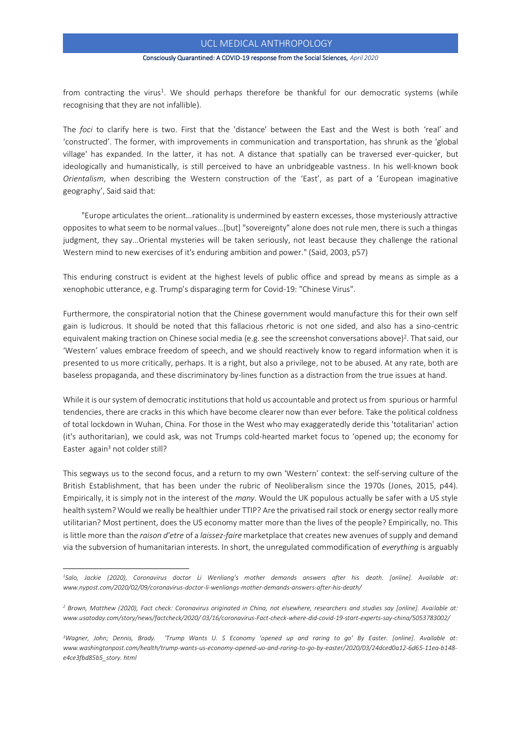from contracting the virus[1]. We should perhaps therefore be thankful for our democratic systems (while recognising that they are not infallible).

The *foci* to clarify here is two. First that the 'distance' between the East and the West is both 'real' and 'constructed'. The former, with improvements in communication and transportation, has shrunk as the 'global village' has expanded. In the latter, it has not. A distance that spatially can be traversed ever-quicker, but ideologically and humanistically, is still perceived to have an unbridgeable vastness. In his well-known book *Orientalism*, when describing the Western construction of the 'East', as part of a 'European imaginative geography', Said said that:

> "Europe articulates the orient...rationality is undermined by eastern excesses, those mysteriously attractive opposites to what seem to be normal values...[but] "sovereignty" alone does not rule men, there is such a thingas judgment, they say...Oriental mysteries will be taken seriously, not least because they challenge the rational Western mind to new exercises of it's enduring ambition and power." (Said, 2003, p57)

This enduring construct is evident at the highest levels of public office and spread by means as simple as a xenophobic utterance, e.g. Trump's disparaging term for Covid-19: "Chinese Virus".

Furthermore, the conspiratorial notion that the Chinese government would manufacture this for their own self gain is ludicrous. It should be noted that this fallacious rhetoric is not one sided, and also has a sino-centric equivalent making traction on Chinese social media (e.g. see the screenshot conversations above)[2]. That said, our 'Western' values embrace freedom of speech, and we should reactively know to regard information when it is presented to us more critically, perhaps. It is a right, but also a privilege, not to be abused. At any rate, both are baseless propaganda, and these discriminatory by-lines function as a distraction from the true issues at hand.

While it is our system of democratic institutions that hold us accountable and protect us from spurious or harmful tendencies, there are cracks in this which have become clearer now than ever before. Take the political coldness of total lockdown in Wuhan, China. For those in the West who may exaggeratedly deride this 'totalitarian' action (it's authoritarian), we could ask, was not Trumps cold-hearted market focus to 'opened up; the economy for Easter again[3] not colder still?

This segways us to the second focus, and a return to my own 'Western' context: the self-serving culture of the British Establishment, that has been under the rubric of Neoliberalism since the 1970s (Jones, 2015, p44). Empirically, it is simply not in the interest of the *many*. Would the UK populous actually be safer with a US style health system? Would we really be healthier under TTIP? Are the privatised rail stock or energy sector really more utilitarian? Most pertinent, does the US economy matter more than the lives of the people? Empirically, no. This is little more than the *raison d'etre* of a *laissez-faire* marketplace that creates new avenues of supply and demand via the subversion of humanitarian interests. In short, the unregulated commodification of *everything* is arguably

---

[1] *Salo, Jackie (2020), Coronavirus doctor Li Wenliang's mother demands answers after his death. [online]. Available at: www.nypost.com/2020/02/09/coronavirus-doctor-li-wenliangs-mother-demands-answers-after-his-death/*

[2] *Brown, Matthew (2020), Fact check: Coronavirus originated in China, not elsewhere, researchers and studies say [online]. Available at: www.usatoday.com/story/news/factcheck/2020/ 03/16/coronavirus-Fact-check-where-did-covid-19-start-experts-say-china/5053783002/*

[3] *Wagner, John; Dennis, Brady. 'Trump Wants U. S Economy 'opened up and raring to go' By Easter. [online]. Available at: www.washingtonpost.com/health/trump-wants-us-economy-opened-uo-and-raring-to-go-by-easter/2020/03/24dced0a12-6d65-11ea-b148-e4ce3fbd85b5_story. html*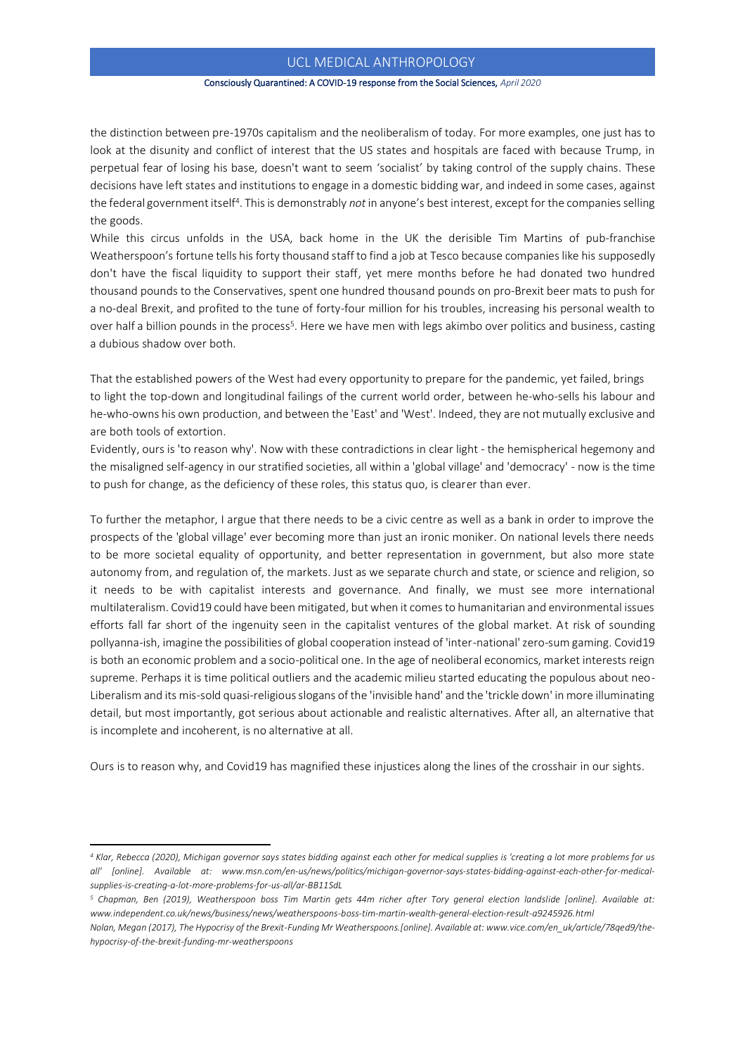the distinction between pre-1970s capitalism and the neoliberalism of today. For more examples, one just has to look at the disunity and conflict of interest that the US states and hospitals are faced with because Trump, in perpetual fear of losing his base, doesn't want to seem 'socialist' by taking control of the supply chains. These decisions have left states and institutions to engage in a domestic bidding war, and indeed in some cases, against the federal government itself[4]. This is demonstrably *not* in anyone's best interest, except for the companies selling the goods.

While this circus unfolds in the USA, back home in the UK the derisible Tim Martins of pub-franchise Weatherspoon's fortune tells his forty thousand staff to find a job at Tesco because companies like his supposedly don't have the fiscal liquidity to support their staff, yet mere months before he had donated two hundred thousand pounds to the Conservatives, spent one hundred thousand pounds on pro-Brexit beer mats to push for a no-deal Brexit, and profited to the tune of forty-four million for his troubles, increasing his personal wealth to over half a billion pounds in the process[5]. Here we have men with legs akimbo over politics and business, casting a dubious shadow over both.

That the established powers of the West had every opportunity to prepare for the pandemic, yet failed, brings to light the top-down and longitudinal failings of the current world order, between he-who-sells his labour and he-who-owns his own production, and between the 'East' and 'West'. Indeed, they are not mutually exclusive and are both tools of extortion.

Evidently, ours is 'to reason why'. Now with these contradictions in clear light - the hemispherical hegemony and the misaligned self-agency in our stratified societies, all within a 'global village' and 'democracy' - now is the time to push for change, as the deficiency of these roles, this status quo, is clearer than ever.

To further the metaphor, I argue that there needs to be a civic centre as well as a bank in order to improve the prospects of the 'global village' ever becoming more than just an ironic moniker. On national levels there needs to be more societal equality of opportunity, and better representation in government, but also more state autonomy from, and regulation of, the markets. Just as we separate church and state, or science and religion, so it needs to be with capitalist interests and governance. And finally, we must see more international multilateralism. Covid19 could have been mitigated, but when it comes to humanitarian and environmental issues efforts fall far short of the ingenuity seen in the capitalist ventures of the global market. At risk of sounding pollyanna-ish, imagine the possibilities of global cooperation instead of 'inter-national' zero-sum gaming. Covid19 is both an economic problem and a socio-political one. In the age of neoliberal economics, market interests reign supreme. Perhaps it is time political outliers and the academic milieu started educating the populous about neo-Liberalism and its mis-sold quasi-religious slogans of the 'invisible hand' and the 'trickle down' in more illuminating detail, but most importantly, got serious about actionable and realistic alternatives. After all, an alternative that is incomplete and incoherent, is no alternative at all.

Ours is to reason why, and Covid19 has magnified these injustices along the lines of the crosshair in our sights.

---

*[4] Klar, Rebecca (2020), Michigan governor says states bidding against each other for medical supplies is 'creating a lot more problems for us all' [online]. Available at: www.msn.com/en-us/news/politics/michigan-governor-says-states-bidding-against-each-other-for-medical-supplies-is-creating-a-lot-more-problems-for-us-all/ar-BB11SdL*

*[5] Chapman, Ben (2019), Weatherspoon boss Tim Martin gets 44m richer after Tory general election landslide [online]. Available at: www.independent.co.uk/news/business/news/weatherspoons-boss-tim-martin-wealth-general-election-result-a9245926.html*

*Nolan, Megan (2017), The Hypocrisy of the Brexit-Funding Mr Weatherspoons.[online]. Available at: www.vice.com/en_uk/article/78qed9/the-hypocrisy-of-the-brexit-funding-mr-weatherspoons*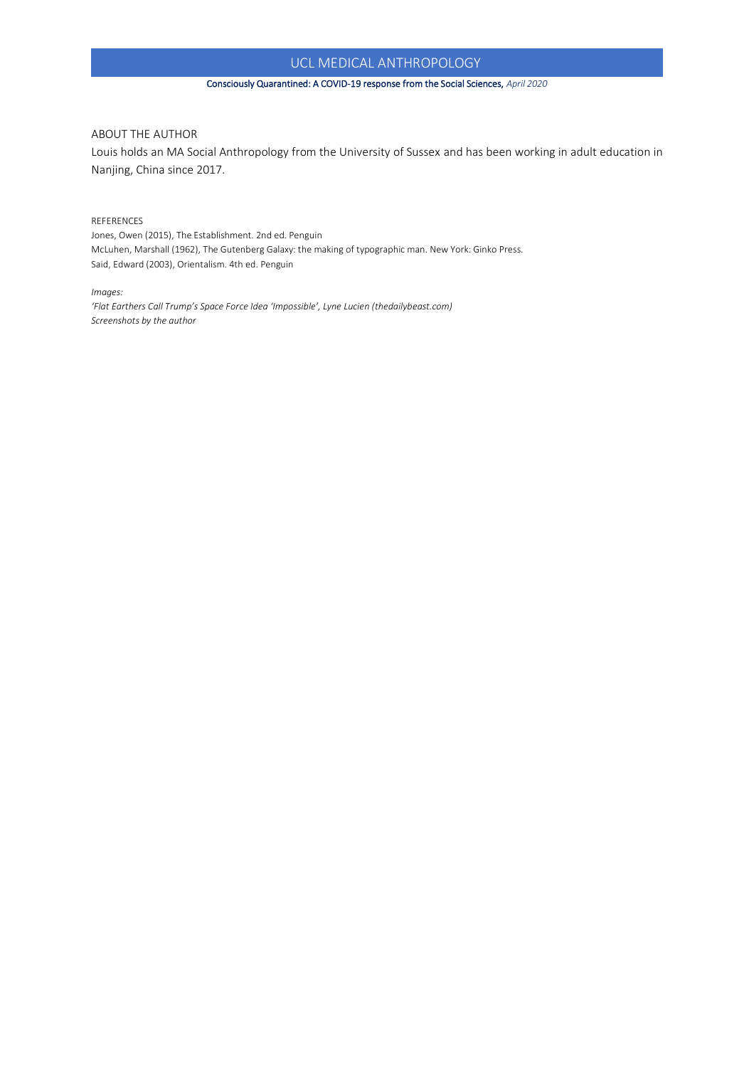## ABOUT THE AUTHOR

Louis holds an MA Social Anthropology from the University of Sussex and has been working in adult education in Nanjing, China since 2017.

### REFERENCES

Jones, Owen (2015), The Establishment. 2nd ed. Penguin

McLuhen, Marshall (1962), The Gutenberg Galaxy: the making of typographic man. New York: Ginko Press.

Said, Edward (2003), Orientalism. 4th ed. Penguin

*Images:*

*'Flat Earthers Call Trump's Space Force Idea 'Impossible', Lyne Lucien (thedailybeast.com)*

*Screenshots by the author*